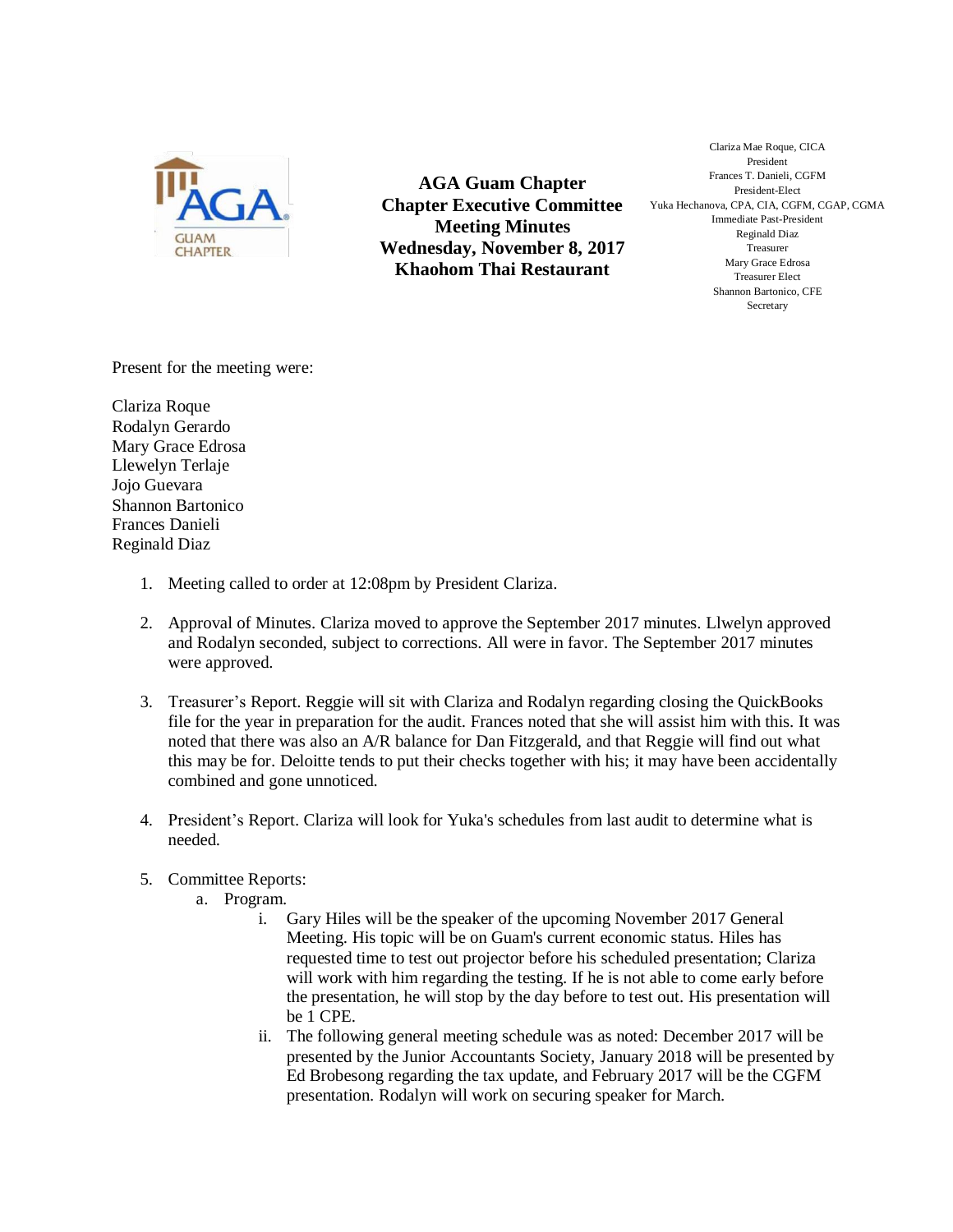# AGA Guam Chapter
## Chapter Executive Committee
## Meeting Minutes
## Wednesday, November 8, 2017
## Khaohom Thai Restaurant

Clariza Mae Roque, CICA
President
Frances T. Danieli, CGFM
President-Elect
Yuka Hechanova, CPA, CIA, CGFM, CGAP, CGMA
Immediate Past-President
Reginald Diaz
Treasurer
Mary Grace Edrosa
Treasurer Elect
Shannon Bartonico, CFE
Secretary

Present for the meeting were:

Clariza Roque
Rodalyn Gerardo
Mary Grace Edrosa
Llewelyn Terlaje
Jojo Guevara
Shannon Bartonico
Frances Danieli
Reginald Diaz

1. Meeting called to order at 12:08pm by President Clariza.

2. Approval of Minutes. Clariza moved to approve the September 2017 minutes. Llwelyn approved and Rodalyn seconded, subject to corrections. All were in favor. The September 2017 minutes were approved.

3. Treasurer's Report. Reggie will sit with Clariza and Rodalyn regarding closing the QuickBooks file for the year in preparation for the audit. Frances noted that she will assist him with this. It was noted that there was also an A/R balance for Dan Fitzgerald, and that Reggie will find out what this may be for. Deloitte tends to put their checks together with his; it may have been accidentally combined and gone unnoticed.

4. President's Report. Clariza will look for Yuka's schedules from last audit to determine what is needed.

5. Committee Reports:
   a. Program.
      i. Gary Hiles will be the speaker of the upcoming November 2017 General Meeting. His topic will be on Guam's current economic status. Hiles has requested time to test out projector before his scheduled presentation; Clariza will work with him regarding the testing. If he is not able to come early before the presentation, he will stop by the day before to test out. His presentation will be 1 CPE.
      ii. The following general meeting schedule was as noted: December 2017 will be presented by the Junior Accountants Society, January 2018 will be presented by Ed Brobesong regarding the tax update, and February 2017 will be the CGFM presentation. Rodalyn will work on securing speaker for March.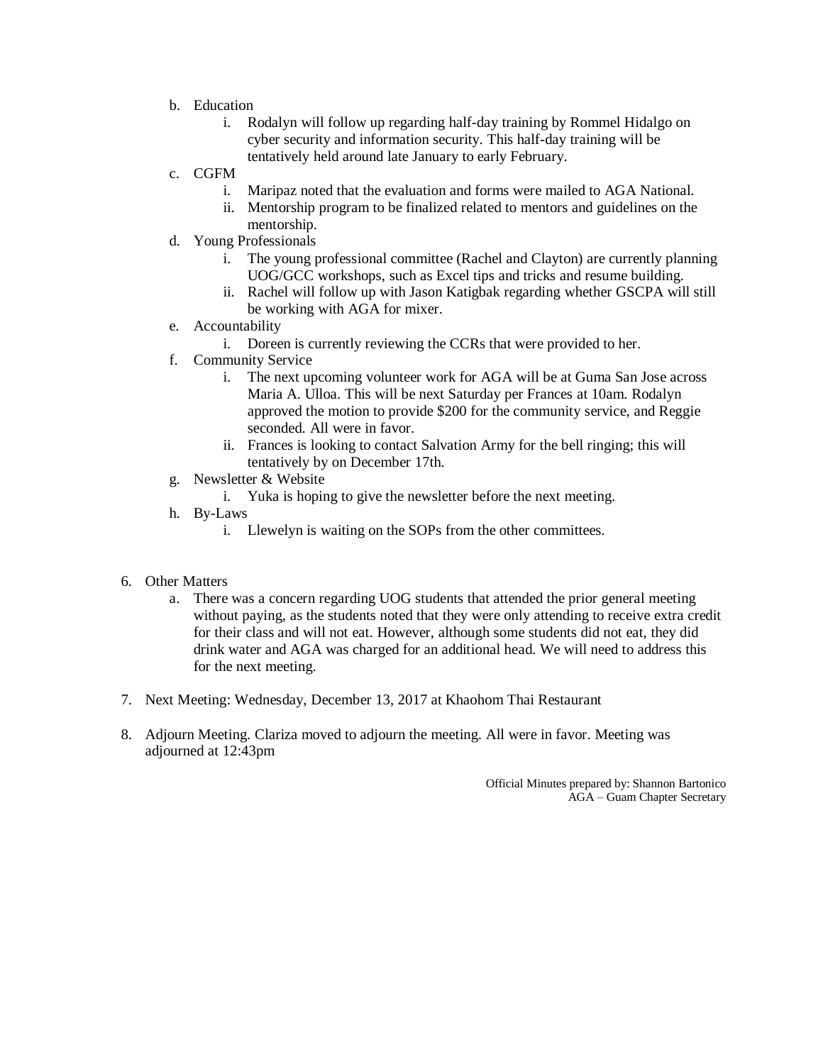b. Education
    i. Rodalyn will follow up regarding half-day training by Rommel Hidalgo on cyber security and information security. This half-day training will be tentatively held around late January to early February.

c. CGFM
    i. Maripaz noted that the evaluation and forms were mailed to AGA National.
    ii. Mentorship program to be finalized related to mentors and guidelines on the mentorship.

d. Young Professionals
    i. The young professional committee (Rachel and Clayton) are currently planning UOG/GCC workshops, such as Excel tips and tricks and resume building.
    ii. Rachel will follow up with Jason Katigbak regarding whether GSCPA will still be working with AGA for mixer.

e. Accountability
    i. Doreen is currently reviewing the CCRs that were provided to her.

f. Community Service
    i. The next upcoming volunteer work for AGA will be at Guma San Jose across Maria A. Ulloa. This will be next Saturday per Frances at 10am. Rodalyn approved the motion to provide $200 for the community service, and Reggie seconded. All were in favor.
    ii. Frances is looking to contact Salvation Army for the bell ringing; this will tentatively by on December 17th.

g. Newsletter & Website
    i. Yuka is hoping to give the newsletter before the next meeting.

h. By-Laws
    i. Llewelyn is waiting on the SOPs from the other committees.

6. Other Matters
    a. There was a concern regarding UOG students that attended the prior general meeting without paying, as the students noted that they were only attending to receive extra credit for their class and will not eat. However, although some students did not eat, they did drink water and AGA was charged for an additional head. We will need to address this for the next meeting.

7. Next Meeting: Wednesday, December 13, 2017 at Khaohom Thai Restaurant

8. Adjourn Meeting. Clariza moved to adjourn the meeting. All were in favor. Meeting was adjourned at 12:43pm

Official Minutes prepared by: Shannon Bartonico
AGA – Guam Chapter Secretary